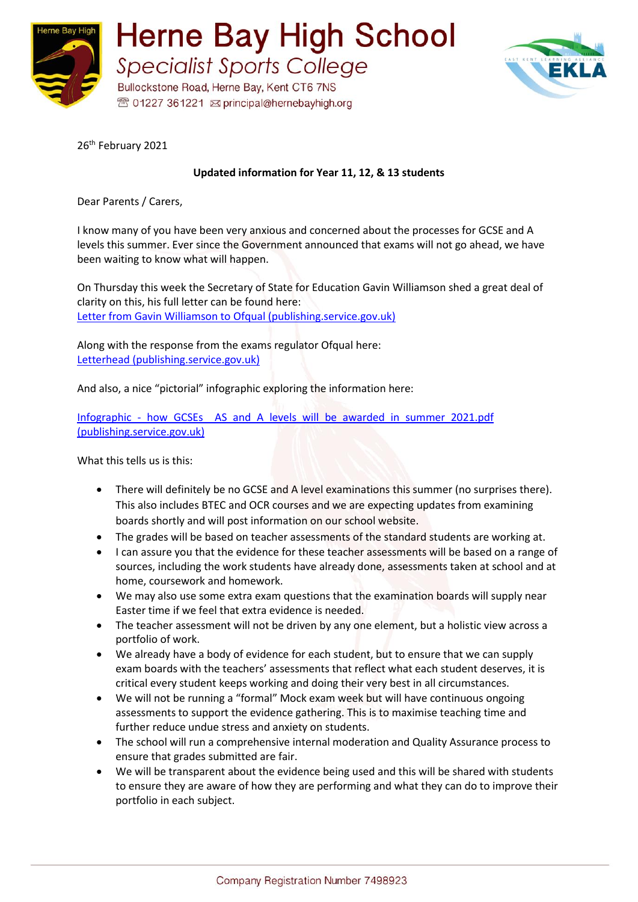# Herne Bay High School

## Specialist Sports College

Bullockstone Road, Herne Bay, Kent CT6 7NS

01227 361221 principal@hernebayhigh.org

26th February 2021

**Updated information for Year 11, 12, & 13 students**

Dear Parents / Carers,

I know many of you have been very anxious and concerned about the processes for GCSE and A levels this summer. Ever since the Government announced that exams will not go ahead, we have been waiting to know what will happen.

On Thursday this week the Secretary of State for Education Gavin Williamson shed a great deal of clarity on this, his full letter can be found here:
[Letter from Gavin Williamson to Ofqual (publishing.service.gov.uk)]

Along with the response from the exams regulator Ofqual here:
[Letterhead (publishing.service.gov.uk)]

And also, a nice "pictorial" infographic exploring the information here:

[Infographic - how GCSEs AS and A levels will be awarded in summer 2021.pdf (publishing.service.gov.uk)]

What this tells us is this:

- There will definitely be no GCSE and A level examinations this summer (no surprises there). This also includes BTEC and OCR courses and we are expecting updates from examining boards shortly and will post information on our school website.
- The grades will be based on teacher assessments of the standard students are working at.
- I can assure you that the evidence for these teacher assessments will be based on a range of sources, including the work students have already done, assessments taken at school and at home, coursework and homework.
- We may also use some extra exam questions that the examination boards will supply near Easter time if we feel that extra evidence is needed.
- The teacher assessment will not be driven by any one element, but a holistic view across a portfolio of work.
- We already have a body of evidence for each student, but to ensure that we can supply exam boards with the teachers' assessments that reflect what each student deserves, it is critical every student keeps working and doing their very best in all circumstances.
- We will not be running a "formal" Mock exam week but will have continuous ongoing assessments to support the evidence gathering. This is to maximise teaching time and further reduce undue stress and anxiety on students.
- The school will run a comprehensive internal moderation and Quality Assurance process to ensure that grades submitted are fair.
- We will be transparent about the evidence being used and this will be shared with students to ensure they are aware of how they are performing and what they can do to improve their portfolio in each subject.

Company Registration Number 7498923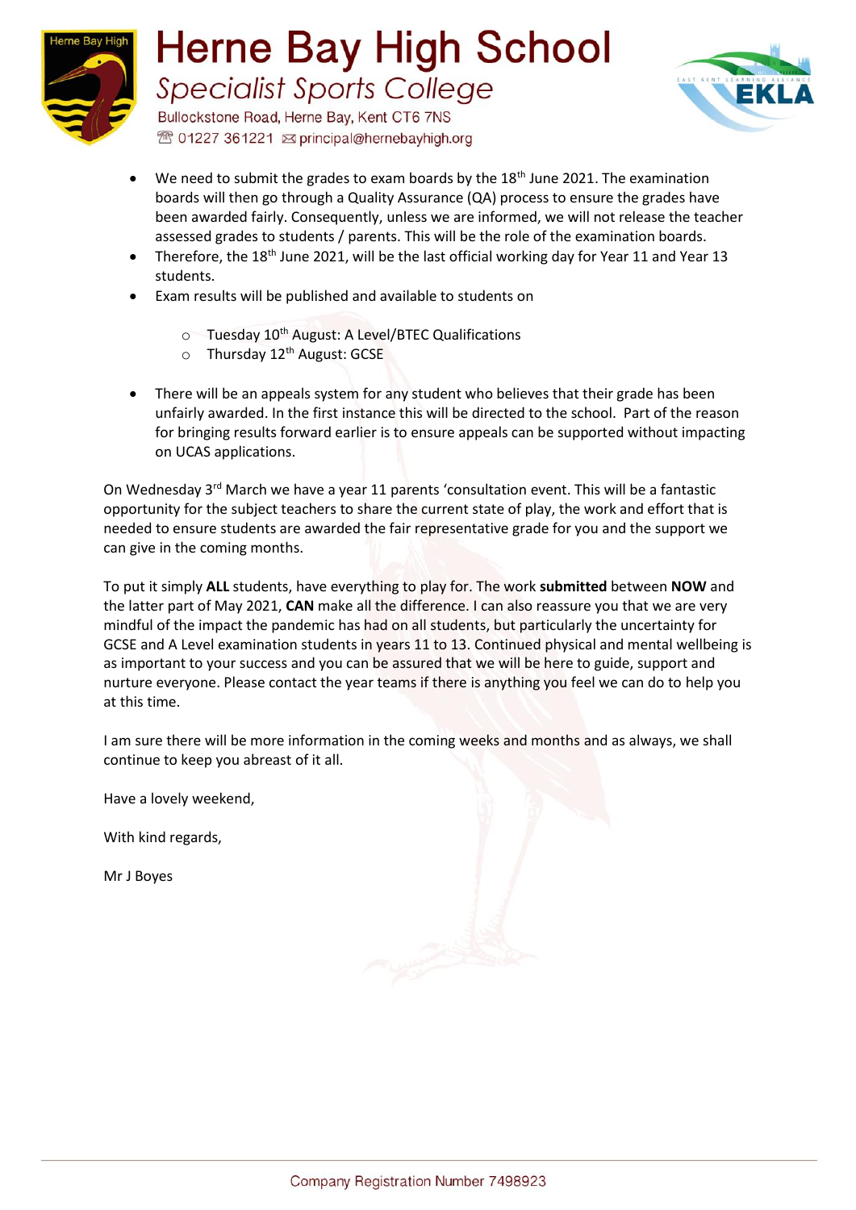# Herne Bay High School

*Specialist Sports College*

Bullockstone Road, Herne Bay, Kent CT6 7NS

01227 361221 principal@hernebayhigh.org

- We need to submit the grades to exam boards by the 18th June 2021. The examination boards will then go through a Quality Assurance (QA) process to ensure the grades have been awarded fairly. Consequently, unless we are informed, we will not release the teacher assessed grades to students / parents. This will be the role of the examination boards.
- Therefore, the 18th June 2021, will be the last official working day for Year 11 and Year 13 students.
- Exam results will be published and available to students on
  - Tuesday 10th August: A Level/BTEC Qualifications
  - Thursday 12th August: GCSE
- There will be an appeals system for any student who believes that their grade has been unfairly awarded. In the first instance this will be directed to the school. Part of the reason for bringing results forward earlier is to ensure appeals can be supported without impacting on UCAS applications.

On Wednesday 3rd March we have a year 11 parents 'consultation event. This will be a fantastic opportunity for the subject teachers to share the current state of play, the work and effort that is needed to ensure students are awarded the fair representative grade for you and the support we can give in the coming months.

To put it simply **ALL** students, have everything to play for. The work **submitted** between **NOW** and the latter part of May 2021, **CAN** make all the difference. I can also reassure you that we are very mindful of the impact the pandemic has had on all students, but particularly the uncertainty for GCSE and A Level examination students in years 11 to 13. Continued physical and mental wellbeing is as important to your success and you can be assured that we will be here to guide, support and nurture everyone. Please contact the year teams if there is anything you feel we can do to help you at this time.

I am sure there will be more information in the coming weeks and months and as always, we shall continue to keep you abreast of it all.

Have a lovely weekend,

With kind regards,

Mr J Boyes

Company Registration Number 7498923